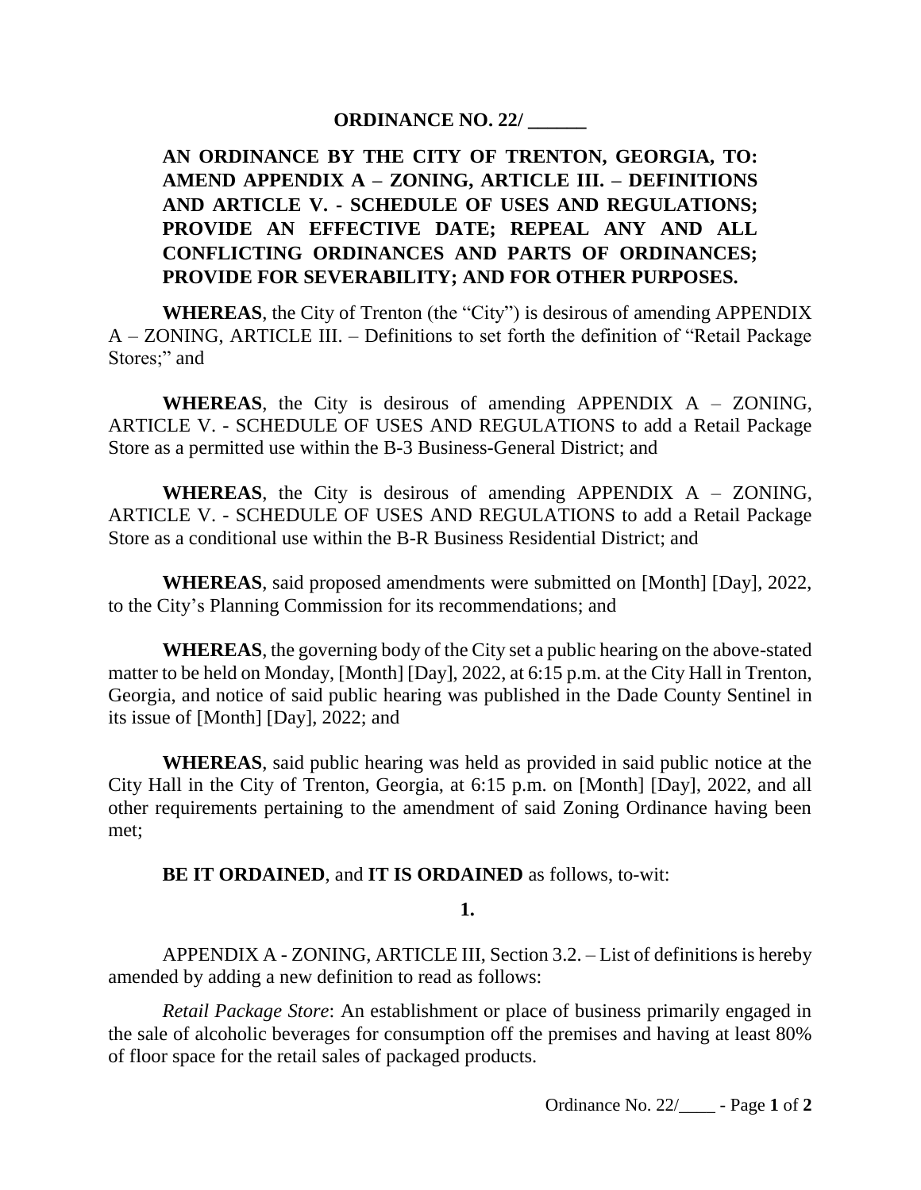**ORDINANCE NO. 22/ ______**

**AN ORDINANCE BY THE CITY OF TRENTON, GEORGIA, TO: AMEND APPENDIX A – ZONING, ARTICLE III. – DEFINITIONS AND ARTICLE V. - SCHEDULE OF USES AND REGULATIONS; PROVIDE AN EFFECTIVE DATE; REPEAL ANY AND ALL CONFLICTING ORDINANCES AND PARTS OF ORDINANCES; PROVIDE FOR SEVERABILITY; AND FOR OTHER PURPOSES.**

**WHEREAS**, the City of Trenton (the "City") is desirous of amending APPENDIX A – ZONING, ARTICLE III. – Definitions to set forth the definition of "Retail Package Stores;" and

**WHEREAS**, the City is desirous of amending APPENDIX A – ZONING, ARTICLE V. - SCHEDULE OF USES AND REGULATIONS to add a Retail Package Store as a permitted use within the B-3 Business-General District; and

**WHEREAS**, the City is desirous of amending APPENDIX A – ZONING, ARTICLE V. - SCHEDULE OF USES AND REGULATIONS to add a Retail Package Store as a conditional use within the B-R Business Residential District; and

**WHEREAS**, said proposed amendments were submitted on [Month] [Day], 2022, to the City's Planning Commission for its recommendations; and

**WHEREAS**, the governing body of the City set a public hearing on the above-stated matter to be held on Monday, [Month] [Day], 2022, at 6:15 p.m. at the City Hall in Trenton, Georgia, and notice of said public hearing was published in the Dade County Sentinel in its issue of [Month] [Day], 2022; and

**WHEREAS**, said public hearing was held as provided in said public notice at the City Hall in the City of Trenton, Georgia, at 6:15 p.m. on [Month] [Day], 2022, and all other requirements pertaining to the amendment of said Zoning Ordinance having been met;

**BE IT ORDAINED**, and **IT IS ORDAINED** as follows, to-wit:

**1.**

APPENDIX A - ZONING, ARTICLE III, Section 3.2. – List of definitions is hereby amended by adding a new definition to read as follows:

*Retail Package Store*: An establishment or place of business primarily engaged in the sale of alcoholic beverages for consumption off the premises and having at least 80% of floor space for the retail sales of packaged products.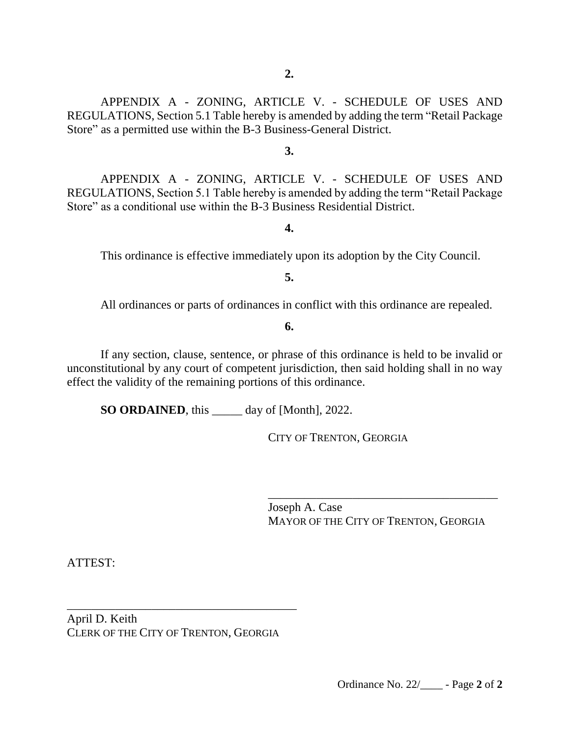**2.**

APPENDIX A - ZONING, ARTICLE V. - SCHEDULE OF USES AND REGULATIONS, Section 5.1 Table hereby is amended by adding the term "Retail Package Store" as a permitted use within the B-3 Business-General District.

**3.**

APPENDIX A - ZONING, ARTICLE V. - SCHEDULE OF USES AND REGULATIONS, Section 5.1 Table hereby is amended by adding the term "Retail Package Store" as a conditional use within the B-3 Business Residential District.

**4.**

This ordinance is effective immediately upon its adoption by the City Council.

**5.**

All ordinances or parts of ordinances in conflict with this ordinance are repealed.

**6.**

If any section, clause, sentence, or phrase of this ordinance is held to be invalid or unconstitutional by any court of competent jurisdiction, then said holding shall in no way effect the validity of the remaining portions of this ordinance.

**SO ORDAINED**, this _____ day of [Month], 2022.

CITY OF TRENTON, GEORGIA

_______________________________________
Joseph A. Case
MAYOR OF THE CITY OF TRENTON, GEORGIA

ATTEST:

_______________________________________
April D. Keith
CLERK OF THE CITY OF TRENTON, GEORGIA

Ordinance No. 22/____